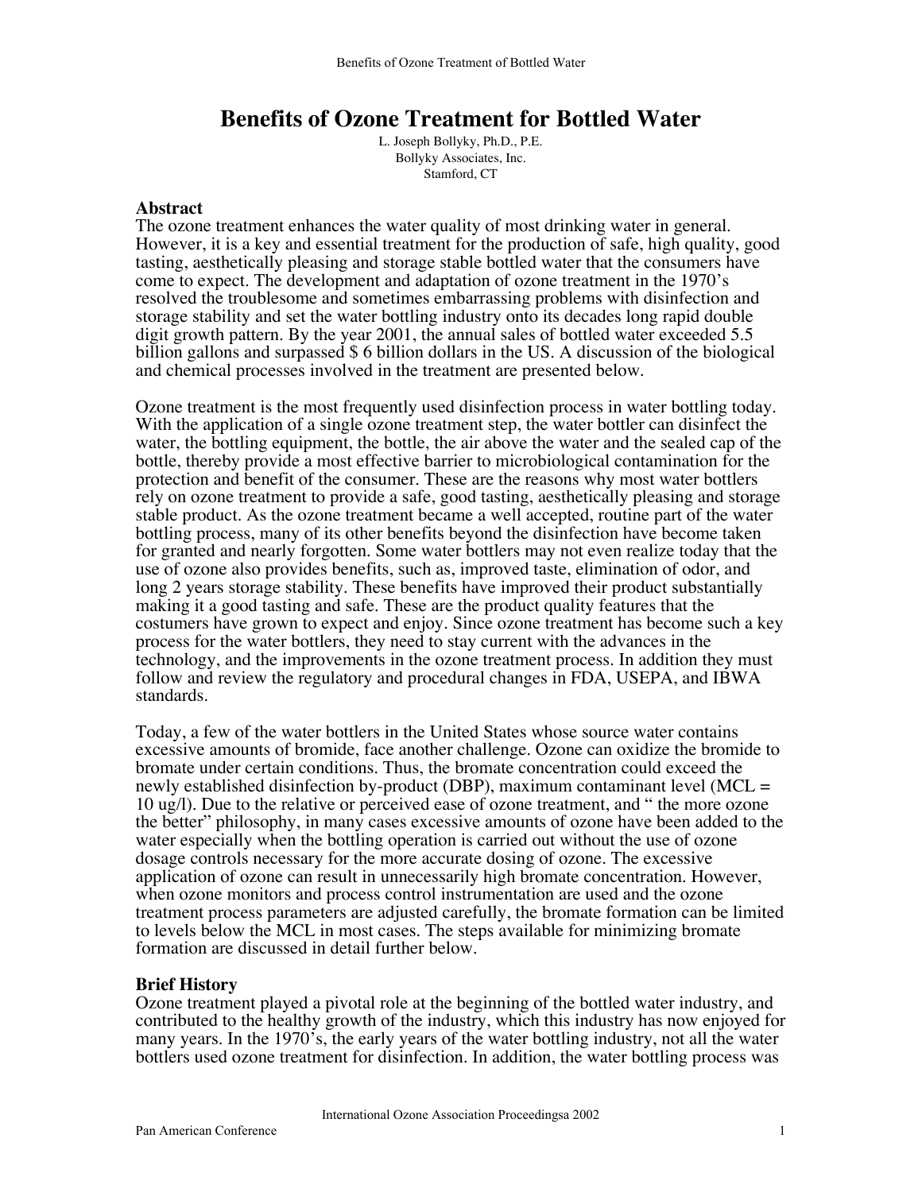# Benefits of Ozone Treatment for Bottled Water

L. Joseph Bollyky, Ph.D., P.E.
Bollyky Associates, Inc.
Stamford, CT

## Abstract

The ozone treatment enhances the water quality of most drinking water in general. However, it is a key and essential treatment for the production of safe, high quality, good tasting, aesthetically pleasing and storage stable bottled water that the consumers have come to expect. The development and adaptation of ozone treatment in the 1970's resolved the troublesome and sometimes embarrassing problems with disinfection and storage stability and set the water bottling industry onto its decades long rapid double digit growth pattern. By the year 2001, the annual sales of bottled water exceeded 5.5 billion gallons and surpassed $ 6 billion dollars in the US. A discussion of the biological and chemical processes involved in the treatment are presented below.

Ozone treatment is the most frequently used disinfection process in water bottling today. With the application of a single ozone treatment step, the water bottler can disinfect the water, the bottling equipment, the bottle, the air above the water and the sealed cap of the bottle, thereby provide a most effective barrier to microbiological contamination for the protection and benefit of the consumer. These are the reasons why most water bottlers rely on ozone treatment to provide a safe, good tasting, aesthetically pleasing and storage stable product. As the ozone treatment became a well accepted, routine part of the water bottling process, many of its other benefits beyond the disinfection have become taken for granted and nearly forgotten. Some water bottlers may not even realize today that the use of ozone also provides benefits, such as, improved taste, elimination of odor, and long 2 years storage stability. These benefits have improved their product substantially making it a good tasting and safe. These are the product quality features that the costumers have grown to expect and enjoy. Since ozone treatment has become such a key process for the water bottlers, they need to stay current with the advances in the technology, and the improvements in the ozone treatment process. In addition they must follow and review the regulatory and procedural changes in FDA, USEPA, and IBWA standards.

Today, a few of the water bottlers in the United States whose source water contains excessive amounts of bromide, face another challenge. Ozone can oxidize the bromide to bromate under certain conditions. Thus, the bromate concentration could exceed the newly established disinfection by-product (DBP), maximum contaminant level (MCL = 10 ug/l). Due to the relative or perceived ease of ozone treatment, and " the more ozone the better" philosophy, in many cases excessive amounts of ozone have been added to the water especially when the bottling operation is carried out without the use of ozone dosage controls necessary for the more accurate dosing of ozone. The excessive application of ozone can result in unnecessarily high bromate concentration. However, when ozone monitors and process control instrumentation are used and the ozone treatment process parameters are adjusted carefully, the bromate formation can be limited to levels below the MCL in most cases. The steps available for minimizing bromate formation are discussed in detail further below.

## Brief History

Ozone treatment played a pivotal role at the beginning of the bottled water industry, and contributed to the healthy growth of the industry, which this industry has now enjoyed for many years. In the 1970's, the early years of the water bottling industry, not all the water bottlers used ozone treatment for disinfection. In addition, the water bottling process was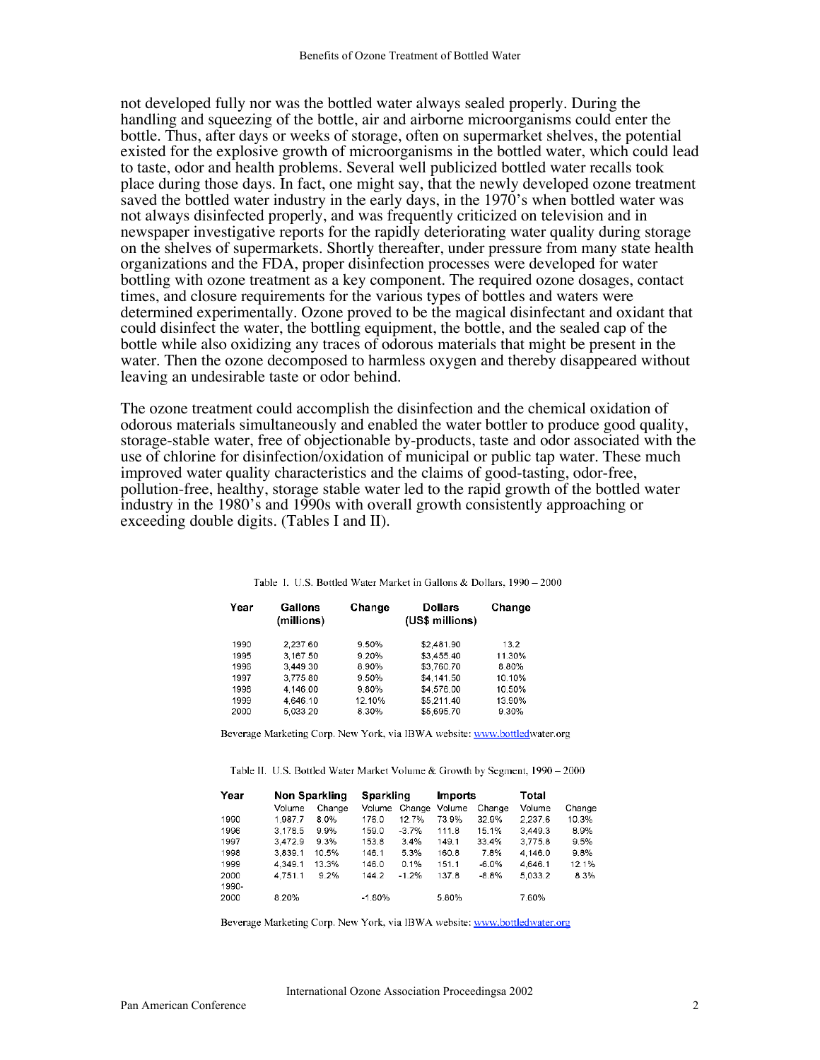not developed fully nor was the bottled water always sealed properly. During the handling and squeezing of the bottle, air and airborne microorganisms could enter the bottle. Thus, after days or weeks of storage, often on supermarket shelves, the potential existed for the explosive growth of microorganisms in the bottled water, which could lead to taste, odor and health problems. Several well publicized bottled water recalls took place during those days. In fact, one might say, that the newly developed ozone treatment saved the bottled water industry in the early days, in the 1970's when bottled water was not always disinfected properly, and was frequently criticized on television and in newspaper investigative reports for the rapidly deteriorating water quality during storage on the shelves of supermarkets. Shortly thereafter, under pressure from many state health organizations and the FDA, proper disinfection processes were developed for water bottling with ozone treatment as a key component. The required ozone dosages, contact times, and closure requirements for the various types of bottles and waters were determined experimentally. Ozone proved to be the magical disinfectant and oxidant that could disinfect the water, the bottling equipment, the bottle, and the sealed cap of the bottle while also oxidizing any traces of odorous materials that might be present in the water. Then the ozone decomposed to harmless oxygen and thereby disappeared without leaving an undesirable taste or odor behind.

The ozone treatment could accomplish the disinfection and the chemical oxidation of odorous materials simultaneously and enabled the water bottler to produce good quality, storage-stable water, free of objectionable by-products, taste and odor associated with the use of chlorine for disinfection/oxidation of municipal or public tap water. These much improved water quality characteristics and the claims of good-tasting, odor-free, pollution-free, healthy, storage stable water led to the rapid growth of the bottled water industry in the 1980's and 1990s with overall growth consistently approaching or exceeding double digits. (Tables I and II).

Table I. U.S. Bottled Water Market in Gallons & Dollars, 1990 – 2000

| Year | Gallons (millions) | Change | Dollars (US$ millions) | Change |
|---|---|---|---|---|
| 1990 | 2,237.60 | 9.50% | $2,481.90 | 13.2 |
| 1995 | 3,167.50 | 9.20% | $3,455.40 | 11.30% |
| 1996 | 3,449.30 | 8.90% | $3,760.70 | 8.80% |
| 1997 | 3,775.80 | 9.50% | $4,141.50 | 10.10% |
| 1998 | 4,146.00 | 9.80% | $4,576.00 | 10.50% |
| 1999 | 4,646.10 | 12.10% | $5,211.40 | 13.90% |
| 2000 | 5,033.20 | 8.30% | $5,695.70 | 9.30% |

Beverage Marketing Corp. New York, via IBWA website: www.bottledwater.org

Table II. U.S. Bottled Water Market Volume & Growth by Segment, 1990 – 2000

| Year | Non Sparkling | | Sparkling | | Imports | | Total | |
|---|---|---|---|---|---|---|---|---|
| | Volume | Change | Volume | Change | Volume | Change | Volume | Change |
| 1990 | 1,987.7 | 8.0% | 176.0 | 12.7% | 73.9% | 32.9% | 2,237.6 | 10.3% |
| 1996 | 3,178.5 | 9.9% | 159.0 | -3.7% | 111.8 | 15.1% | 3,449.3 | 8.9% |
| 1997 | 3,472.9 | 9.3% | 153.8 | 3.4% | 149.1 | 33.4% | 3,775.8 | 9.5% |
| 1998 | 3,839.1 | 10.5% | 146.1 | 5.3% | 160.8 | 7.8% | 4,146.0 | 9.8% |
| 1999 | 4,349.1 | 13.3% | 146.0 | 0.1% | 151.1 | -6.0% | 4,646.1 | 12.1% |
| 2000 | 4,751.1 | 9.2% | 144.2 | -1.2% | 137.8 | -8.8% | 5,033.2 | 8.3% |
| 1990-2000 | 8.20% | | -1.80% | | 5.80% | | 7.60% | |

Beverage Marketing Corp. New York, via IBWA website: www.bottledwater.org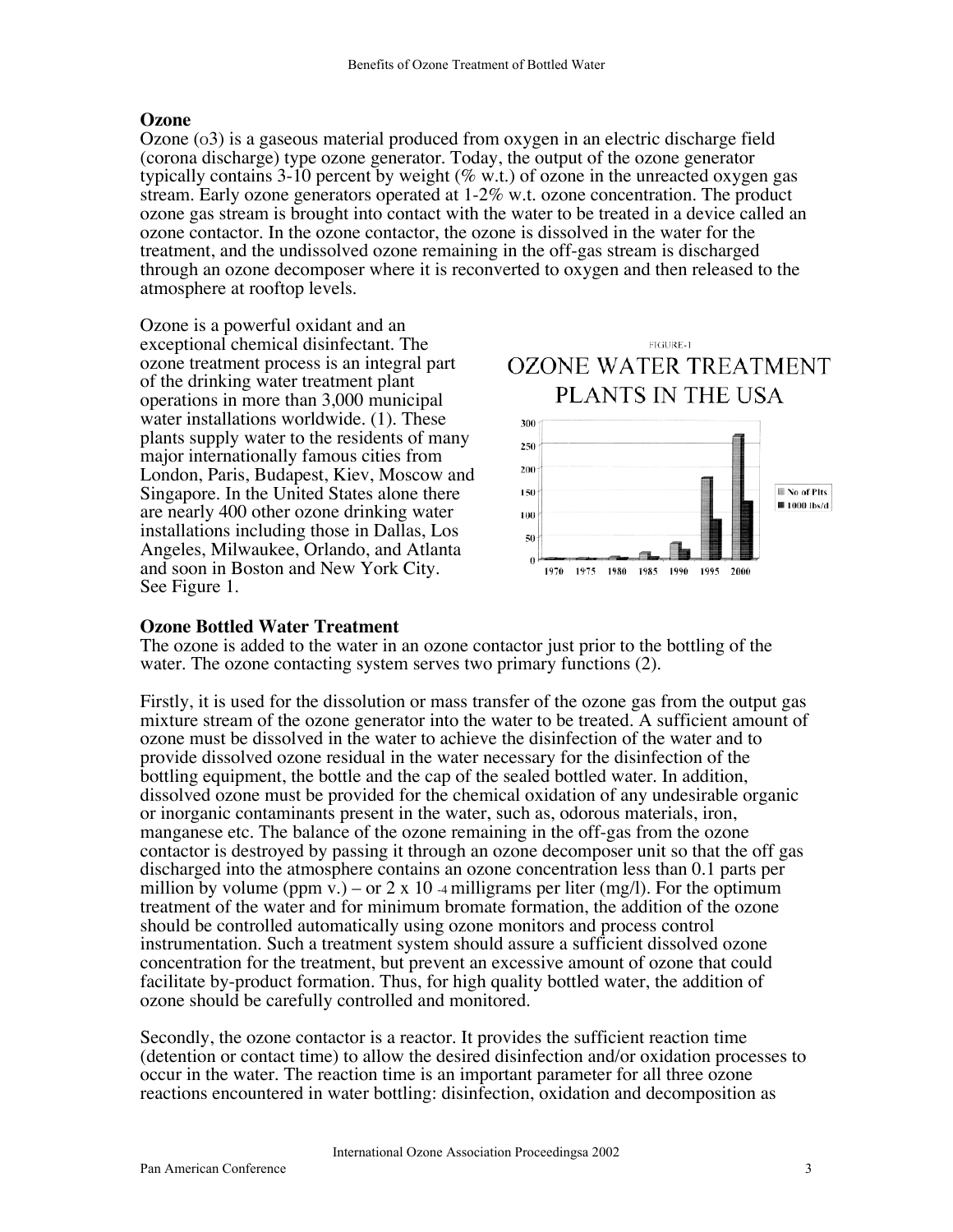## Ozone

Ozone ($O_3$) is a gaseous material produced from oxygen in an electric discharge field (corona discharge) type ozone generator. Today, the output of the ozone generator typically contains 3-10 percent by weight (% w.t.) of ozone in the unreacted oxygen gas stream. Early ozone generators operated at 1-2% w.t. ozone concentration. The product ozone gas stream is brought into contact with the water to be treated in a device called an ozone contactor. In the ozone contactor, the ozone is dissolved in the water for the treatment, and the undissolved ozone remaining in the off-gas stream is discharged through an ozone decomposer where it is reconverted to oxygen and then released to the atmosphere at rooftop levels.

Ozone is a powerful oxidant and an exceptional chemical disinfectant. The ozone treatment process is an integral part of the drinking water treatment plant operations in more than 3,000 municipal water installations worldwide. (1). These plants supply water to the residents of many major internationally famous cities from London, Paris, Budapest, Kiev, Moscow and Singapore. In the United States alone there are nearly 400 other ozone drinking water installations including those in Dallas, Los Angeles, Milwaukee, Orlando, and Atlanta and soon in Boston and New York City. See Figure 1.

FIGURE-1

OZONE WATER TREATMENT PLANTS IN THE USA

## Ozone Bottled Water Treatment

The ozone is added to the water in an ozone contactor just prior to the bottling of the water. The ozone contacting system serves two primary functions (2).

Firstly, it is used for the dissolution or mass transfer of the ozone gas from the output gas mixture stream of the ozone generator into the water to be treated. A sufficient amount of ozone must be dissolved in the water to achieve the disinfection of the water and to provide dissolved ozone residual in the water necessary for the disinfection of the bottling equipment, the bottle and the cap of the sealed bottled water. In addition, dissolved ozone must be provided for the chemical oxidation of any undesirable organic or inorganic contaminants present in the water, such as, odorous materials, iron, manganese etc. The balance of the ozone remaining in the off-gas from the ozone contactor is destroyed by passing it through an ozone decomposer unit so that the off gas discharged into the atmosphere contains an ozone concentration less than 0.1 parts per million by volume (ppm v.) – or $2 \times 10^{-4}$ milligrams per liter (mg/l). For the optimum treatment of the water and for minimum bromate formation, the addition of the ozone should be controlled automatically using ozone monitors and process control instrumentation. Such a treatment system should assure a sufficient dissolved ozone concentration for the treatment, but prevent an excessive amount of ozone that could facilitate by-product formation. Thus, for high quality bottled water, the addition of ozone should be carefully controlled and monitored.

Secondly, the ozone contactor is a reactor. It provides the sufficient reaction time (detention or contact time) to allow the desired disinfection and/or oxidation processes to occur in the water. The reaction time is an important parameter for all three ozone reactions encountered in water bottling: disinfection, oxidation and decomposition as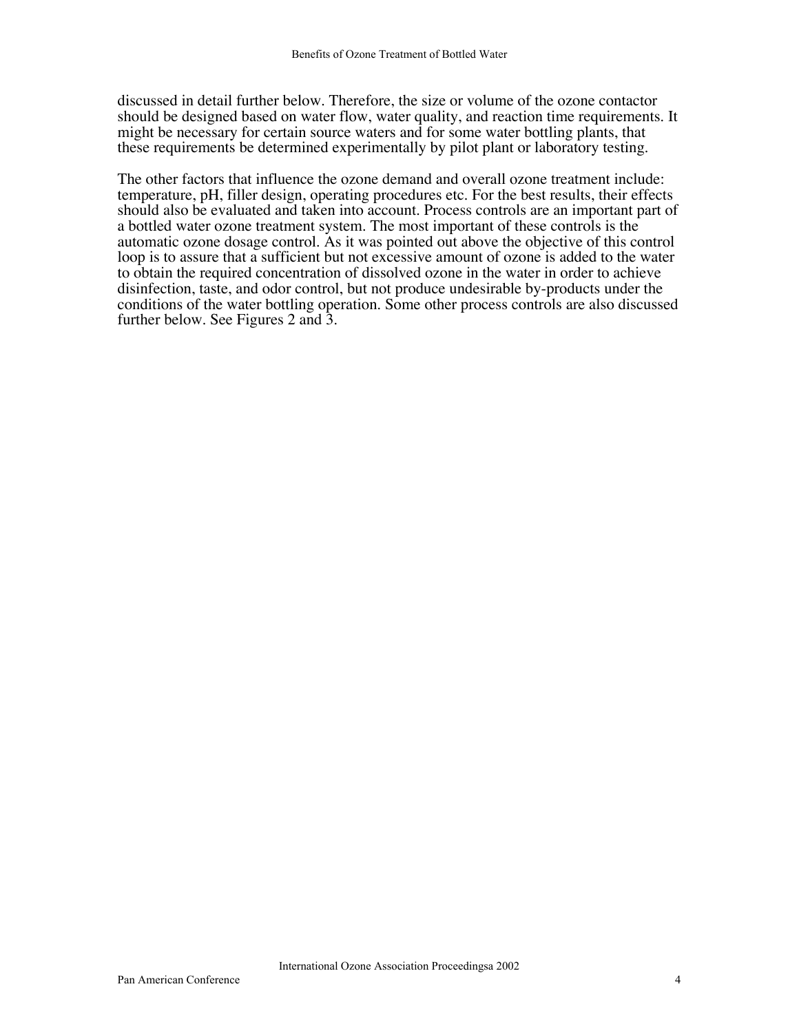discussed in detail further below. Therefore, the size or volume of the ozone contactor should be designed based on water flow, water quality, and reaction time requirements. It might be necessary for certain source waters and for some water bottling plants, that these requirements be determined experimentally by pilot plant or laboratory testing.

The other factors that influence the ozone demand and overall ozone treatment include: temperature, pH, filler design, operating procedures etc. For the best results, their effects should also be evaluated and taken into account. Process controls are an important part of a bottled water ozone treatment system. The most important of these controls is the automatic ozone dosage control. As it was pointed out above the objective of this control loop is to assure that a sufficient but not excessive amount of ozone is added to the water to obtain the required concentration of dissolved ozone in the water in order to achieve disinfection, taste, and odor control, but not produce undesirable by-products under the conditions of the water bottling operation. Some other process controls are also discussed further below. See Figures 2 and 3.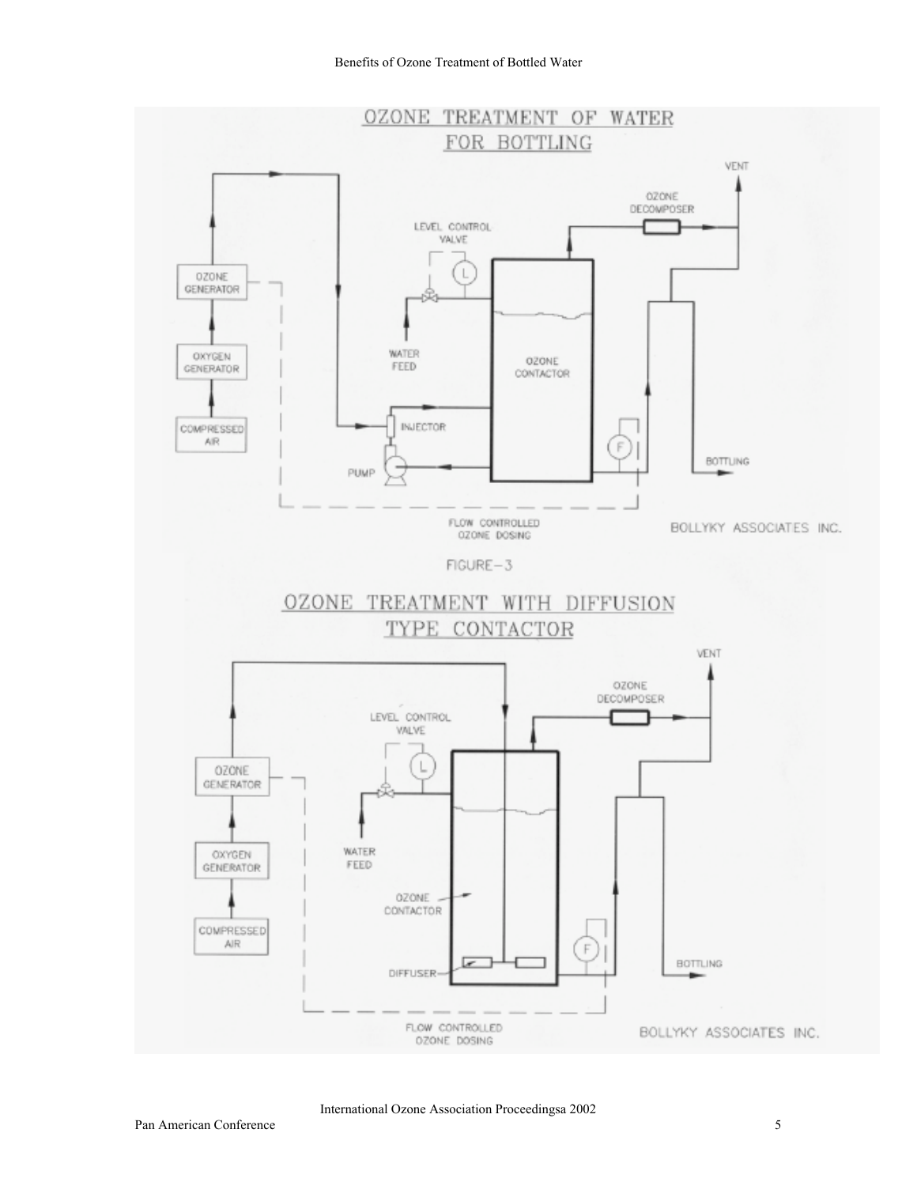## OZONE TREATMENT OF WATER FOR BOTTLING

VENT

OZONE DECOMPOSER

LEVEL CONTROL VALVE

OZONE GENERATOR

OXYGEN GENERATOR

COMPRESSED AIR

WATER FEED

OZONE CONTACTOR

INJECTOR

PUMP

BOTTLING

FLOW CONTROLLED OZONE DOSING

BOLLYKY ASSOCIATES INC.

FIGURE-3

## OZONE TREATMENT WITH DIFFUSION TYPE CONTACTOR

VENT

OZONE DECOMPOSER

LEVEL CONTROL VALVE

OZONE GENERATOR

OXYGEN GENERATOR

COMPRESSED AIR

WATER FEED

OZONE CONTACTOR

DIFFUSER

BOTTLING

FLOW CONTROLLED OZONE DOSING

BOLLYKY ASSOCIATES INC.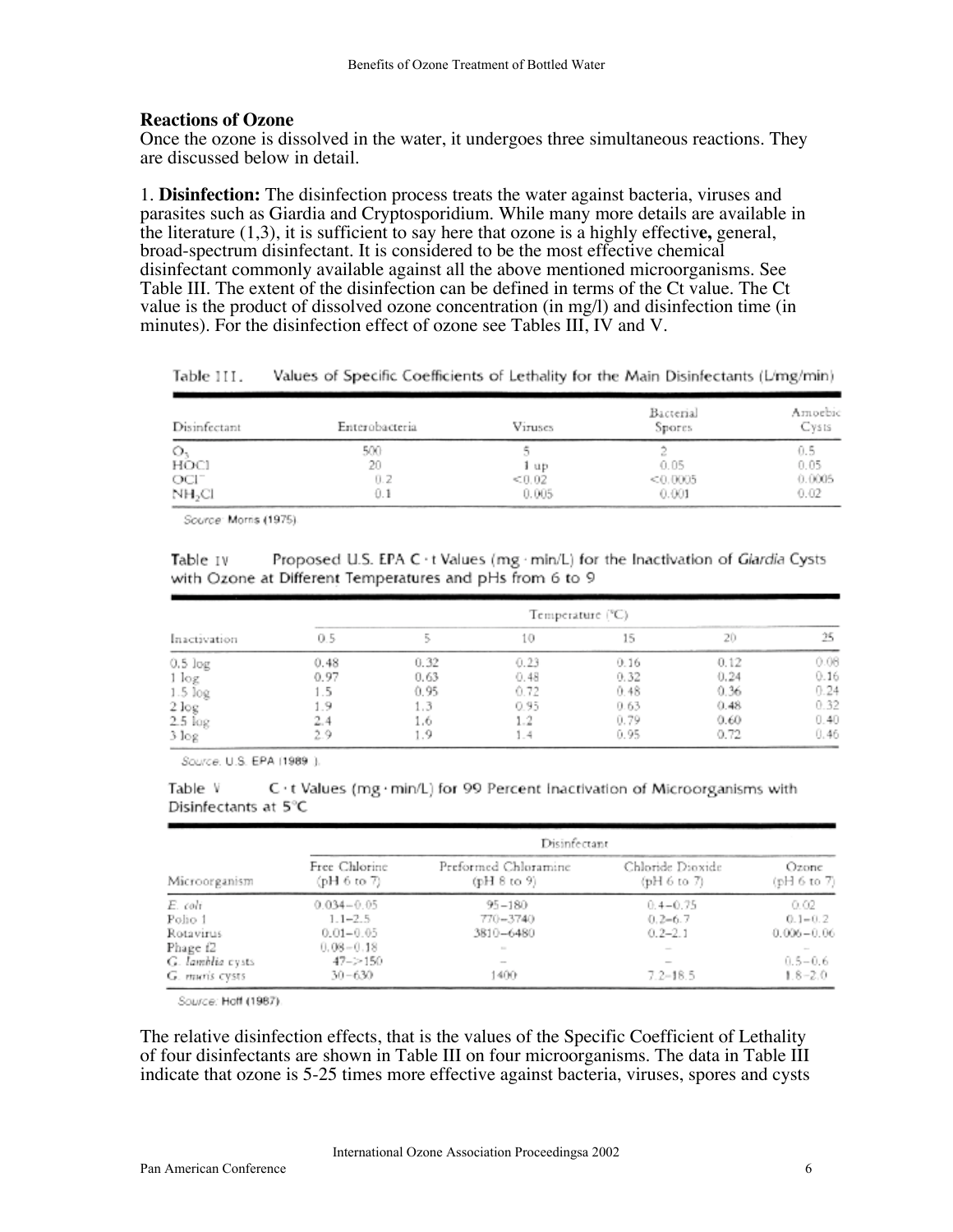### Reactions of Ozone

Once the ozone is dissolved in the water, it undergoes three simultaneous reactions. They are discussed below in detail.

1. **Disinfection:** The disinfection process treats the water against bacteria, viruses and parasites such as Giardia and Cryptosporidium. While many more details are available in the literature (1,3), it is sufficient to say here that ozone is a highly effective, general, broad-spectrum disinfectant. It is considered to be the most effective chemical disinfectant commonly available against all the above mentioned microorganisms. See Table III. The extent of the disinfection can be defined in terms of the Ct value. The Ct value is the product of dissolved ozone concentration (in mg/l) and disinfection time (in minutes). For the disinfection effect of ozone see Tables III, IV and V.

Table III. Values of Specific Coefficients of Lethality for the Main Disinfectants (L/mg/min)

| Disinfectant | Enterobacteria | Viruses | Bacterial Spores | Amoebic Cysts |
|---|---|---|---|---|
| $O_3$ | 500 | 5 | 2 | 0.5 |
| HOCl | 20 | 1 up | 0.05 | 0.05 |
| $OCl^-$ | 0.2 | <0.02 | <0.0005 | 0.0005 |
| $NH_2Cl$ | 0.1 | 0.005 | 0.001 | 0.02 |

Source: Morris (1975).

Table IV Proposed U.S. EPA C · t Values (mg · min/L) for the Inactivation of *Giardia* Cysts with Ozone at Different Temperatures and pHs from 6 to 9

| Inactivation | Temperature (°C) | | | | | |
|---|---|---|---|---|---|---|
| | 0.5 | 5 | 10 | 15 | 20 | 25 |
| 0.5 log | 0.48 | 0.32 | 0.23 | 0.16 | 0.12 | 0.08 |
| 1 log | 0.97 | 0.63 | 0.48 | 0.32 | 0.24 | 0.16 |
| 1.5 log | 1.5 | 0.95 | 0.72 | 0.48 | 0.36 | 0.24 |
| 2 log | 1.9 | 1.3 | 0.95 | 0.63 | 0.48 | 0.32 |
| 2.5 log | 2.4 | 1.6 | 1.2 | 0.79 | 0.60 | 0.40 |
| 3 log | 2.9 | 1.9 | 1.4 | 0.95 | 0.72 | 0.46 |

Source: U.S. EPA (1989).

Table V C · t Values (mg · min/L) for 99 Percent Inactivation of Microorganisms with Disinfectants at 5°C

| Microorganism | Disinfectant | | | |
|---|---|---|---|---|
| | Free Chlorine (pH 6 to 7) | Preformed Chloramine (pH 8 to 9) | Chloride Dioxide (pH 6 to 7) | Ozone (pH 6 to 7) |
| *E. coli* | 0.034–0.05 | 95–180 | 0.4–0.75 | 0.02 |
| Polio 1 | 1.1–2.5 | 770–3740 | 0.2–6.7 | 0.1–0.2 |
| Rotavirus | 0.01–0.05 | 3810–6480 | 0.2–2.1 | 0.006–0.06 |
| Phage f2 | 0.08–0.18 | – | – | – |
| *G. lamblia* cysts | 47–>150 | – | – | 0.5–0.6 |
| *G. muris* cysts | 30–630 | 1400 | 7.2–18.5 | 1.8–2.0 |

Source: Hoff (1987).

The relative disinfection effects, that is the values of the Specific Coefficient of Lethality of four disinfectants are shown in Table III on four microorganisms. The data in Table III indicate that ozone is 5-25 times more effective against bacteria, viruses, spores and cysts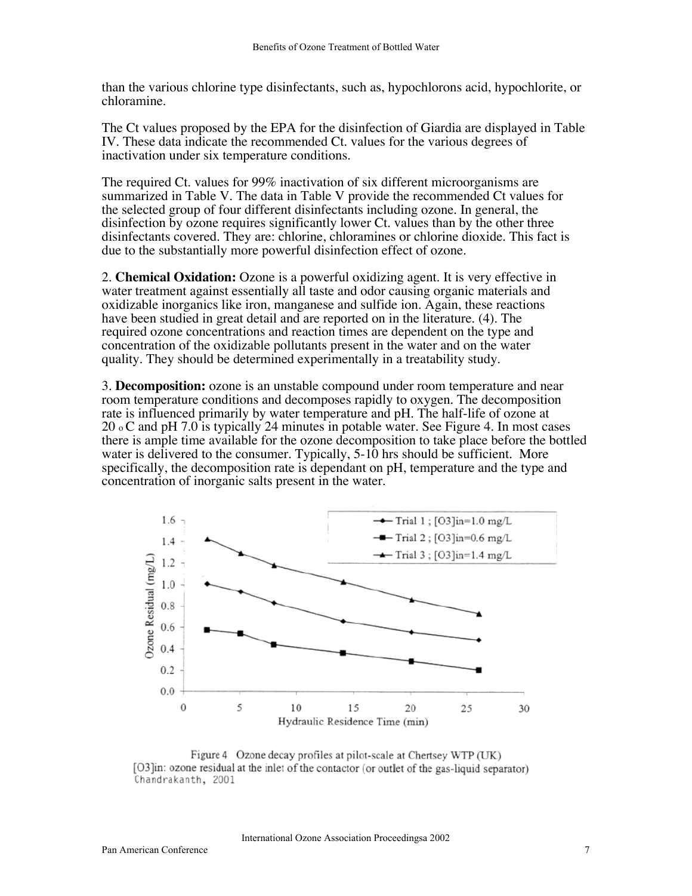than the various chlorine type disinfectants, such as, hypochlorons acid, hypochlorite, or chloramine.

The Ct values proposed by the EPA for the disinfection of Giardia are displayed in Table IV. These data indicate the recommended Ct. values for the various degrees of inactivation under six temperature conditions.

The required Ct. values for 99% inactivation of six different microorganisms are summarized in Table V. The data in Table V provide the recommended Ct values for the selected group of four different disinfectants including ozone. In general, the disinfection by ozone requires significantly lower Ct. values than by the other three disinfectants covered. They are: chlorine, chloramines or chlorine dioxide. This fact is due to the substantially more powerful disinfection effect of ozone.

2. **Chemical Oxidation:** Ozone is a powerful oxidizing agent. It is very effective in water treatment against essentially all taste and odor causing organic materials and oxidizable inorganics like iron, manganese and sulfide ion. Again, these reactions have been studied in great detail and are reported on in the literature. (4). The required ozone concentrations and reaction times are dependent on the type and concentration of the oxidizable pollutants present in the water and on the water quality. They should be determined experimentally in a treatability study.

3. **Decomposition:** ozone is an unstable compound under room temperature and near room temperature conditions and decomposes rapidly to oxygen. The decomposition rate is influenced primarily by water temperature and pH. The half-life of ozone at 20 $^{o}$C and pH 7.0 is typically 24 minutes in potable water. See Figure 4. In most cases there is ample time available for the ozone decomposition to take place before the bottled water is delivered to the consumer. Typically, 5-10 hrs should be sufficient. More specifically, the decomposition rate is dependant on pH, temperature and the type and concentration of inorganic salts present in the water.

Figure 4 Ozone decay profiles at pilot-scale at Chertsey WTP (UK)
[O3]in: ozone residual at the inlet of the contactor (or outlet of the gas-liquid separator)
Chandrakanth, 2001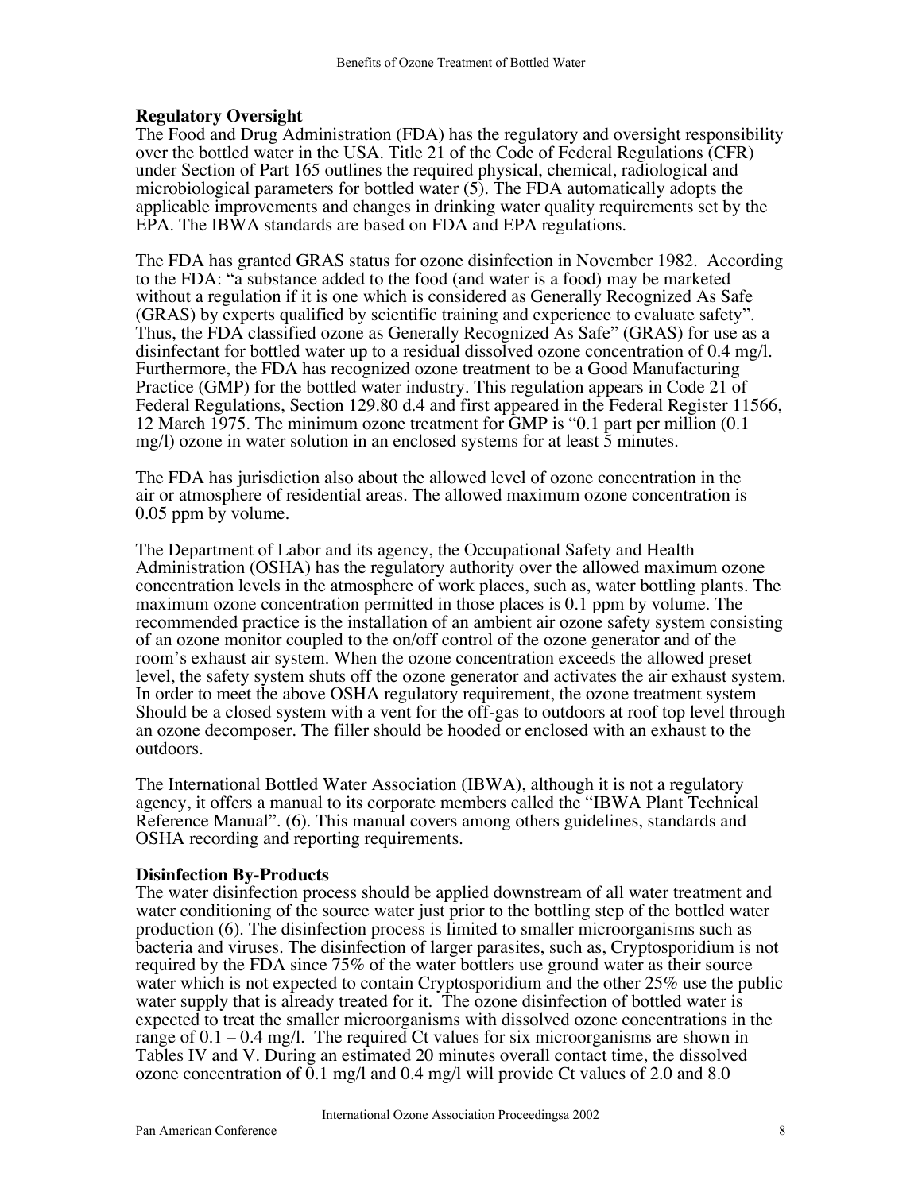## Regulatory Oversight

The Food and Drug Administration (FDA) has the regulatory and oversight responsibility over the bottled water in the USA. Title 21 of the Code of Federal Regulations (CFR) under Section of Part 165 outlines the required physical, chemical, radiological and microbiological parameters for bottled water (5). The FDA automatically adopts the applicable improvements and changes in drinking water quality requirements set by the EPA. The IBWA standards are based on FDA and EPA regulations.

The FDA has granted GRAS status for ozone disinfection in November 1982. According to the FDA: "a substance added to the food (and water is a food) may be marketed without a regulation if it is one which is considered as Generally Recognized As Safe (GRAS) by experts qualified by scientific training and experience to evaluate safety". Thus, the FDA classified ozone as Generally Recognized As Safe" (GRAS) for use as a disinfectant for bottled water up to a residual dissolved ozone concentration of 0.4 mg/l. Furthermore, the FDA has recognized ozone treatment to be a Good Manufacturing Practice (GMP) for the bottled water industry. This regulation appears in Code 21 of Federal Regulations, Section 129.80 d.4 and first appeared in the Federal Register 11566, 12 March 1975. The minimum ozone treatment for GMP is "0.1 part per million (0.1 mg/l) ozone in water solution in an enclosed systems for at least 5 minutes.

The FDA has jurisdiction also about the allowed level of ozone concentration in the air or atmosphere of residential areas. The allowed maximum ozone concentration is 0.05 ppm by volume.

The Department of Labor and its agency, the Occupational Safety and Health Administration (OSHA) has the regulatory authority over the allowed maximum ozone concentration levels in the atmosphere of work places, such as, water bottling plants. The maximum ozone concentration permitted in those places is 0.1 ppm by volume. The recommended practice is the installation of an ambient air ozone safety system consisting of an ozone monitor coupled to the on/off control of the ozone generator and of the room's exhaust air system. When the ozone concentration exceeds the allowed preset level, the safety system shuts off the ozone generator and activates the air exhaust system. In order to meet the above OSHA regulatory requirement, the ozone treatment system Should be a closed system with a vent for the off-gas to outdoors at roof top level through an ozone decomposer. The filler should be hooded or enclosed with an exhaust to the outdoors.

The International Bottled Water Association (IBWA), although it is not a regulatory agency, it offers a manual to its corporate members called the "IBWA Plant Technical Reference Manual". (6). This manual covers among others guidelines, standards and OSHA recording and reporting requirements.

## Disinfection By-Products

The water disinfection process should be applied downstream of all water treatment and water conditioning of the source water just prior to the bottling step of the bottled water production (6). The disinfection process is limited to smaller microorganisms such as bacteria and viruses. The disinfection of larger parasites, such as, Cryptosporidium is not required by the FDA since 75% of the water bottlers use ground water as their source water which is not expected to contain Cryptosporidium and the other 25% use the public water supply that is already treated for it. The ozone disinfection of bottled water is expected to treat the smaller microorganisms with dissolved ozone concentrations in the range of 0.1 – 0.4 mg/l. The required Ct values for six microorganisms are shown in Tables IV and V. During an estimated 20 minutes overall contact time, the dissolved ozone concentration of 0.1 mg/l and 0.4 mg/l will provide Ct values of 2.0 and 8.0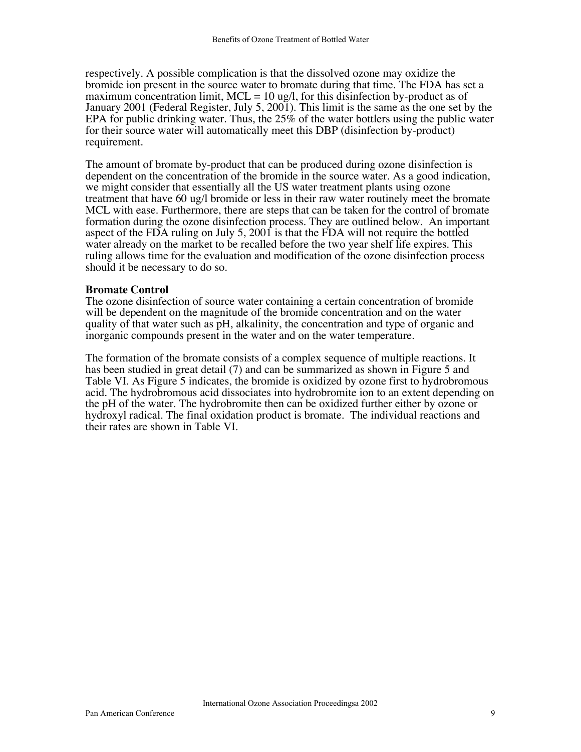respectively. A possible complication is that the dissolved ozone may oxidize the bromide ion present in the source water to bromate during that time. The FDA has set a maximum concentration limit, MCL = 10 ug/l, for this disinfection by-product as of January 2001 (Federal Register, July 5, 2001). This limit is the same as the one set by the EPA for public drinking water. Thus, the 25% of the water bottlers using the public water for their source water will automatically meet this DBP (disinfection by-product) requirement.

The amount of bromate by-product that can be produced during ozone disinfection is dependent on the concentration of the bromide in the source water. As a good indication, we might consider that essentially all the US water treatment plants using ozone treatment that have 60 ug/l bromide or less in their raw water routinely meet the bromate MCL with ease. Furthermore, there are steps that can be taken for the control of bromate formation during the ozone disinfection process. They are outlined below. An important aspect of the FDA ruling on July 5, 2001 is that the FDA will not require the bottled water already on the market to be recalled before the two year shelf life expires. This ruling allows time for the evaluation and modification of the ozone disinfection process should it be necessary to do so.

**Bromate Control**

The ozone disinfection of source water containing a certain concentration of bromide will be dependent on the magnitude of the bromide concentration and on the water quality of that water such as pH, alkalinity, the concentration and type of organic and inorganic compounds present in the water and on the water temperature.

The formation of the bromate consists of a complex sequence of multiple reactions. It has been studied in great detail (7) and can be summarized as shown in Figure 5 and Table VI. As Figure 5 indicates, the bromide is oxidized by ozone first to hydrobromous acid. The hydrobromous acid dissociates into hydrobromite ion to an extent depending on the pH of the water. The hydrobromite then can be oxidized further either by ozone or hydroxyl radical. The final oxidation product is bromate. The individual reactions and their rates are shown in Table VI.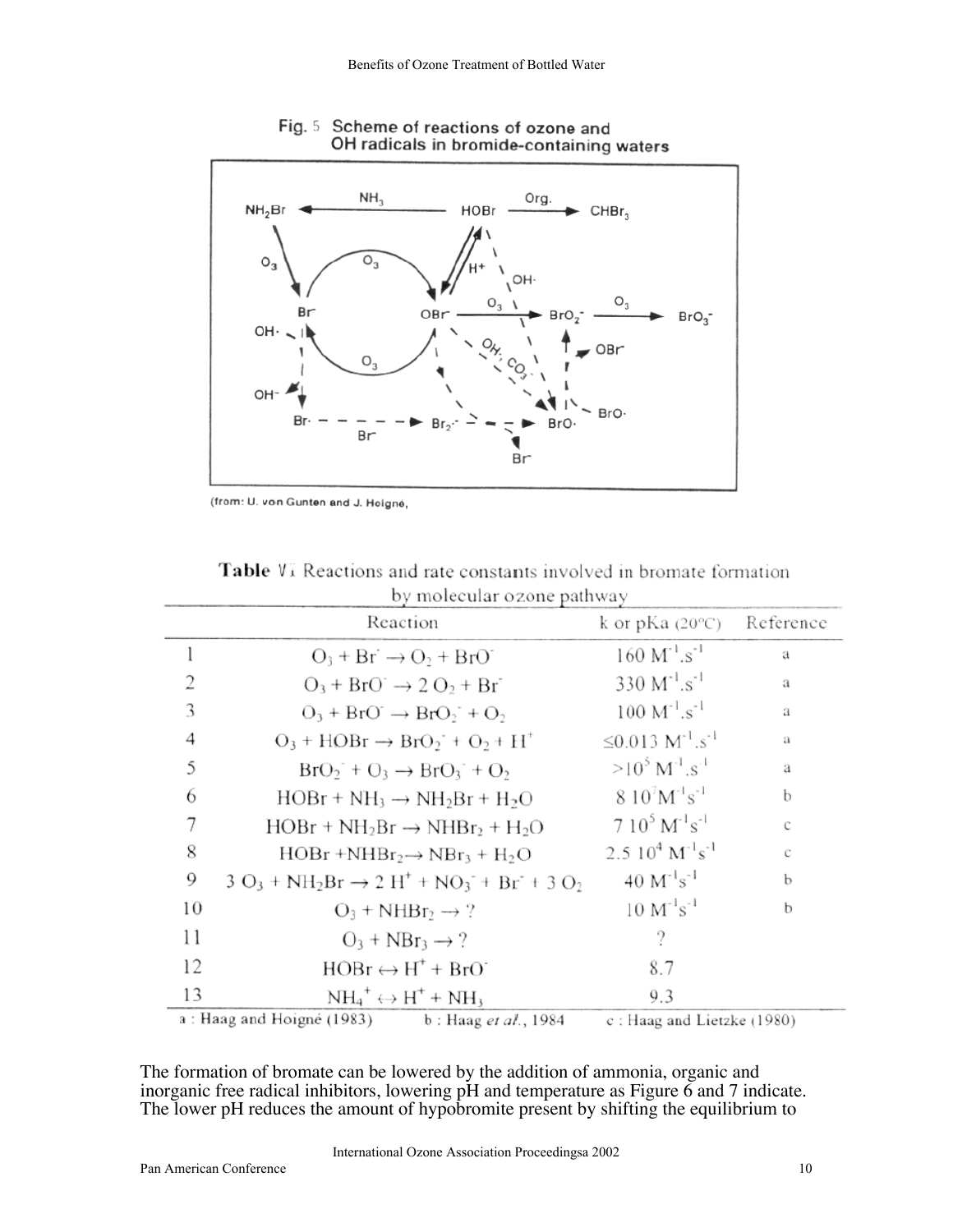Fig. 5 Scheme of reactions of ozone and OH radicals in bromide-containing waters

(from: U. von Gunten and J. Hoigné,

**Table VI** Reactions and rate constants involved in bromate formation by molecular ozone pathway

| | Reaction | k or pKa (20°C) | Reference |
|---|---|---|---|
| 1 | $O_3 + Br^- \rightarrow O_2 + BrO^-$ | $160\ M^{-1}.s^{-1}$ | a |
| 2 | $O_3 + BrO^- \rightarrow 2\ O_2 + Br^-$ | $330\ M^{-1}.s^{-1}$ | a |
| 3 | $O_3 + BrO^- \rightarrow BrO_2^- + O_2$ | $100\ M^{-1}.s^{-1}$ | a |
| 4 | $O_3 + HOBr \rightarrow BrO_2^- + O_2 + H^+$ | $\leq 0.013\ M^{-1}.s^{-1}$ | a |
| 5 | $BrO_2^- + O_3 \rightarrow BrO_3^- + O_2$ | $>10^5\ M^{-1}.s^{-1}$ | a |
| 6 | $HOBr + NH_3 \rightarrow NH_2Br + H_2O$ | $8\ 10^7 M^{-1}s^{-1}$ | b |
| 7 | $HOBr + NH_2Br \rightarrow NHBr_2 + H_2O$ | $7\ 10^5\ M^{-1}s^{-1}$ | c |
| 8 | $HOBr + NHBr_2 \rightarrow NBr_3 + H_2O$ | $2.5\ 10^4\ M^{-1}s^{-1}$ | c |
| 9 | $3\ O_3 + NH_2Br \rightarrow 2\ H^+ + NO_3^- + Br^- + 3\ O_2$ | $40\ M^{-1}s^{-1}$ | b |
| 10 | $O_3 + NHBr_2 \rightarrow ?$ | $10\ M^{-1}s^{-1}$ | b |
| 11 | $O_3 + NBr_3 \rightarrow ?$ | ? | |
| 12 | $HOBr \leftrightarrow H^+ + BrO^-$ | 8.7 | |
| 13 | $NH_4^+ \leftrightarrow H^+ + NH_3$ | 9.3 | |

a : Haag and Hoigné (1983) b : Haag *et al.*, 1984 c : Haag and Lietzke (1980)

The formation of bromate can be lowered by the addition of ammonia, organic and inorganic free radical inhibitors, lowering pH and temperature as Figure 6 and 7 indicate. The lower pH reduces the amount of hypobromite present by shifting the equilibrium to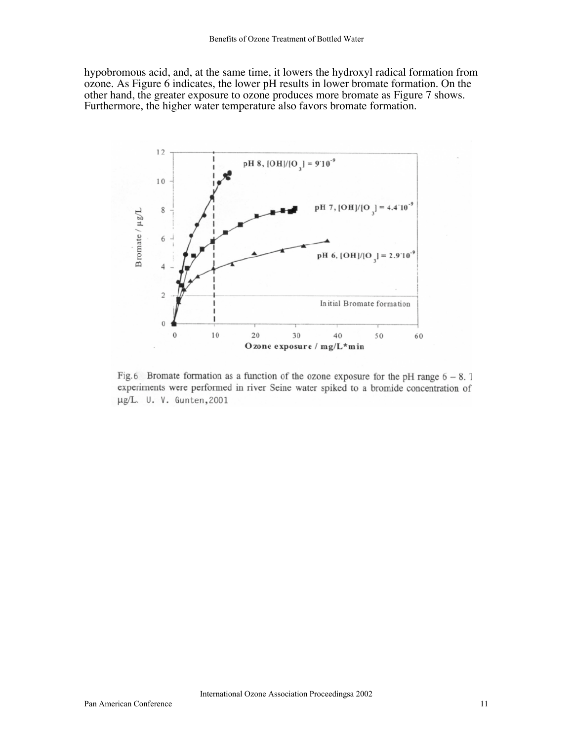hypobromous acid, and, at the same time, it lowers the hydroxyl radical formation from ozone. As Figure 6 indicates, the lower pH results in lower bromate formation. On the other hand, the greater exposure to ozone produces more bromate as Figure 7 shows. Furthermore, the higher water temperature also favors bromate formation.

Fig.6 Bromate formation as a function of the ozone exposure for the pH range 6 – 8. T experiments were performed in river Seine water spiked to a bromide concentration of μg/L. U. V. Gunten,2001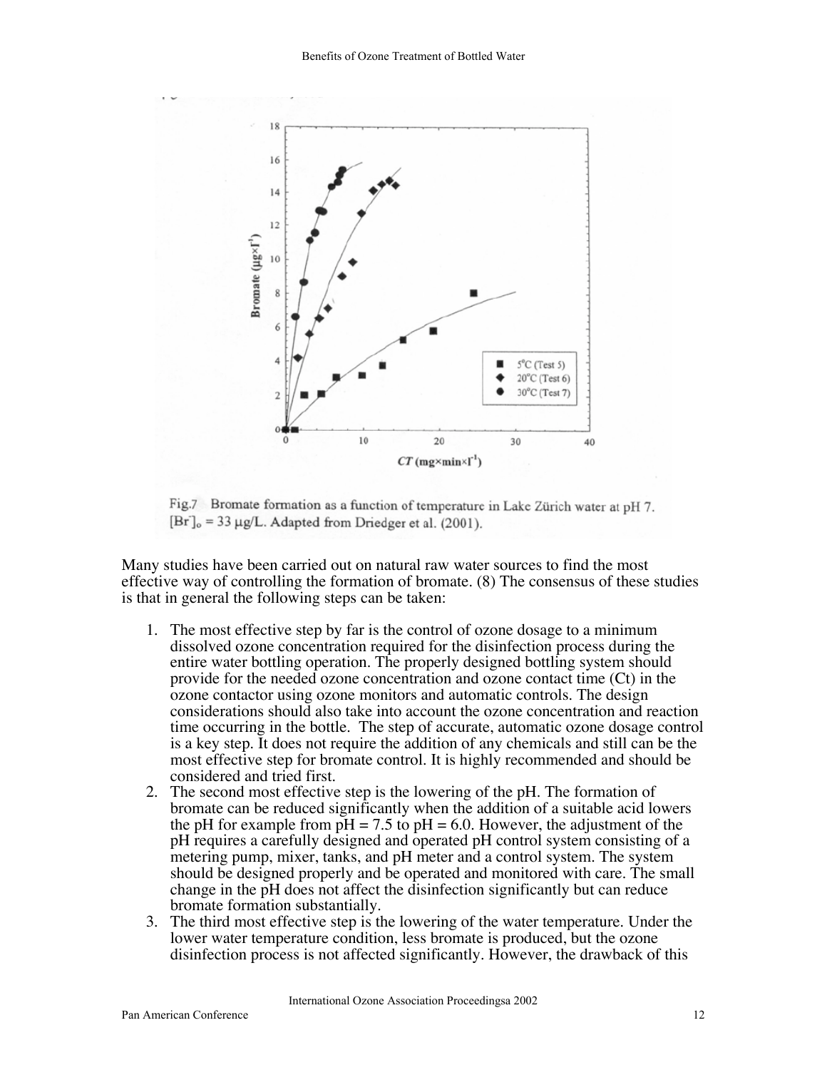Fig.7 Bromate formation as a function of temperature in Lake Zürich water at pH 7. $[Br^-]_o = 33\ \mu g/L$. Adapted from Driedger et al. (2001).

Many studies have been carried out on natural raw water sources to find the most effective way of controlling the formation of bromate. (8) The consensus of these studies is that in general the following steps can be taken:

1. The most effective step by far is the control of ozone dosage to a minimum dissolved ozone concentration required for the disinfection process during the entire water bottling operation. The properly designed bottling system should provide for the needed ozone concentration and ozone contact time (Ct) in the ozone contactor using ozone monitors and automatic controls. The design considerations should also take into account the ozone concentration and reaction time occurring in the bottle. The step of accurate, automatic ozone dosage control is a key step. It does not require the addition of any chemicals and still can be the most effective step for bromate control. It is highly recommended and should be considered and tried first.
2. The second most effective step is the lowering of the pH. The formation of bromate can be reduced significantly when the addition of a suitable acid lowers the pH for example from pH = 7.5 to pH = 6.0. However, the adjustment of the pH requires a carefully designed and operated pH control system consisting of a metering pump, mixer, tanks, and pH meter and a control system. The system should be designed properly and be operated and monitored with care. The small change in the pH does not affect the disinfection significantly but can reduce bromate formation substantially.
3. The third most effective step is the lowering of the water temperature. Under the lower water temperature condition, less bromate is produced, but the ozone disinfection process is not affected significantly. However, the drawback of this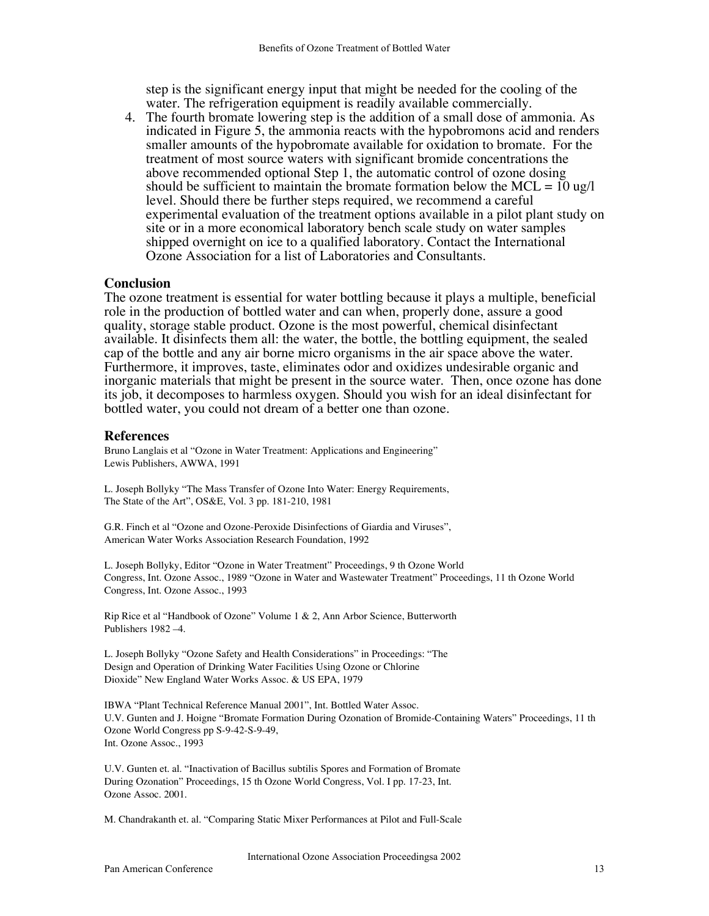step is the significant energy input that might be needed for the cooling of the water. The refrigeration equipment is readily available commercially.

4. The fourth bromate lowering step is the addition of a small dose of ammonia. As indicated in Figure 5, the ammonia reacts with the hypobromons acid and renders smaller amounts of the hypobromate available for oxidation to bromate. For the treatment of most source waters with significant bromide concentrations the above recommended optional Step 1, the automatic control of ozone dosing should be sufficient to maintain the bromate formation below the MCL = 10 ug/l level. Should there be further steps required, we recommend a careful experimental evaluation of the treatment options available in a pilot plant study on site or in a more economical laboratory bench scale study on water samples shipped overnight on ice to a qualified laboratory. Contact the International Ozone Association for a list of Laboratories and Consultants.

## Conclusion

The ozone treatment is essential for water bottling because it plays a multiple, beneficial role in the production of bottled water and can when, properly done, assure a good quality, storage stable product. Ozone is the most powerful, chemical disinfectant available. It disinfects them all: the water, the bottle, the bottling equipment, the sealed cap of the bottle and any air borne micro organisms in the air space above the water. Furthermore, it improves, taste, eliminates odor and oxidizes undesirable organic and inorganic materials that might be present in the source water. Then, once ozone has done its job, it decomposes to harmless oxygen. Should you wish for an ideal disinfectant for bottled water, you could not dream of a better one than ozone.

## References

Bruno Langlais et al "Ozone in Water Treatment: Applications and Engineering" Lewis Publishers, AWWA, 1991

L. Joseph Bollyky "The Mass Transfer of Ozone Into Water: Energy Requirements, The State of the Art", OS&E, Vol. 3 pp. 181-210, 1981

G.R. Finch et al "Ozone and Ozone-Peroxide Disinfections of Giardia and Viruses", American Water Works Association Research Foundation, 1992

L. Joseph Bollyky, Editor "Ozone in Water Treatment" Proceedings, 9 th Ozone World Congress, Int. Ozone Assoc., 1989 "Ozone in Water and Wastewater Treatment" Proceedings, 11 th Ozone World Congress, Int. Ozone Assoc., 1993

Rip Rice et al "Handbook of Ozone" Volume 1 & 2, Ann Arbor Science, Butterworth Publishers 1982 –4.

L. Joseph Bollyky "Ozone Safety and Health Considerations" in Proceedings: "The Design and Operation of Drinking Water Facilities Using Ozone or Chlorine Dioxide" New England Water Works Assoc. & US EPA, 1979

IBWA "Plant Technical Reference Manual 2001", Int. Bottled Water Assoc.
U.V. Gunten and J. Hoigne "Bromate Formation During Ozonation of Bromide-Containing Waters" Proceedings, 11 th Ozone World Congress pp S-9-42-S-9-49, Int. Ozone Assoc., 1993

U.V. Gunten et. al. "Inactivation of Bacillus subtilis Spores and Formation of Bromate During Ozonation" Proceedings, 15 th Ozone World Congress, Vol. I pp. 17-23, Int. Ozone Assoc. 2001.

M. Chandrakanth et. al. "Comparing Static Mixer Performances at Pilot and Full-Scale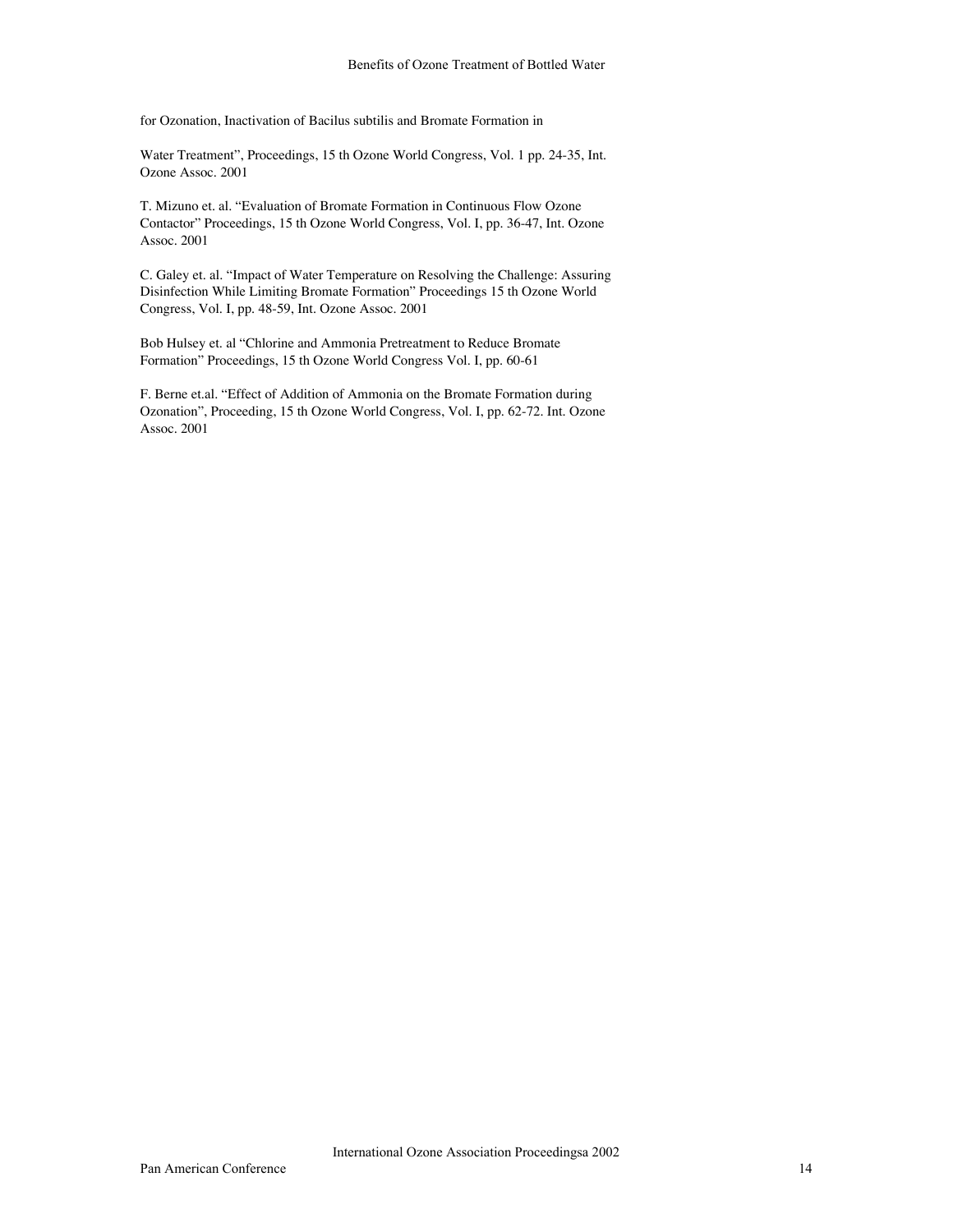for Ozonation, Inactivation of Bacilus subtilis and Bromate Formation in

Water Treatment", Proceedings, 15 th Ozone World Congress, Vol. 1 pp. 24-35, Int. Ozone Assoc. 2001

T. Mizuno et. al. "Evaluation of Bromate Formation in Continuous Flow Ozone Contactor" Proceedings, 15 th Ozone World Congress, Vol. I, pp. 36-47, Int. Ozone Assoc. 2001

C. Galey et. al. "Impact of Water Temperature on Resolving the Challenge: Assuring Disinfection While Limiting Bromate Formation" Proceedings 15 th Ozone World Congress, Vol. I, pp. 48-59, Int. Ozone Assoc. 2001

Bob Hulsey et. al "Chlorine and Ammonia Pretreatment to Reduce Bromate Formation" Proceedings, 15 th Ozone World Congress Vol. I, pp. 60-61

F. Berne et.al. "Effect of Addition of Ammonia on the Bromate Formation during Ozonation", Proceeding, 15 th Ozone World Congress, Vol. I, pp. 62-72. Int. Ozone Assoc. 2001